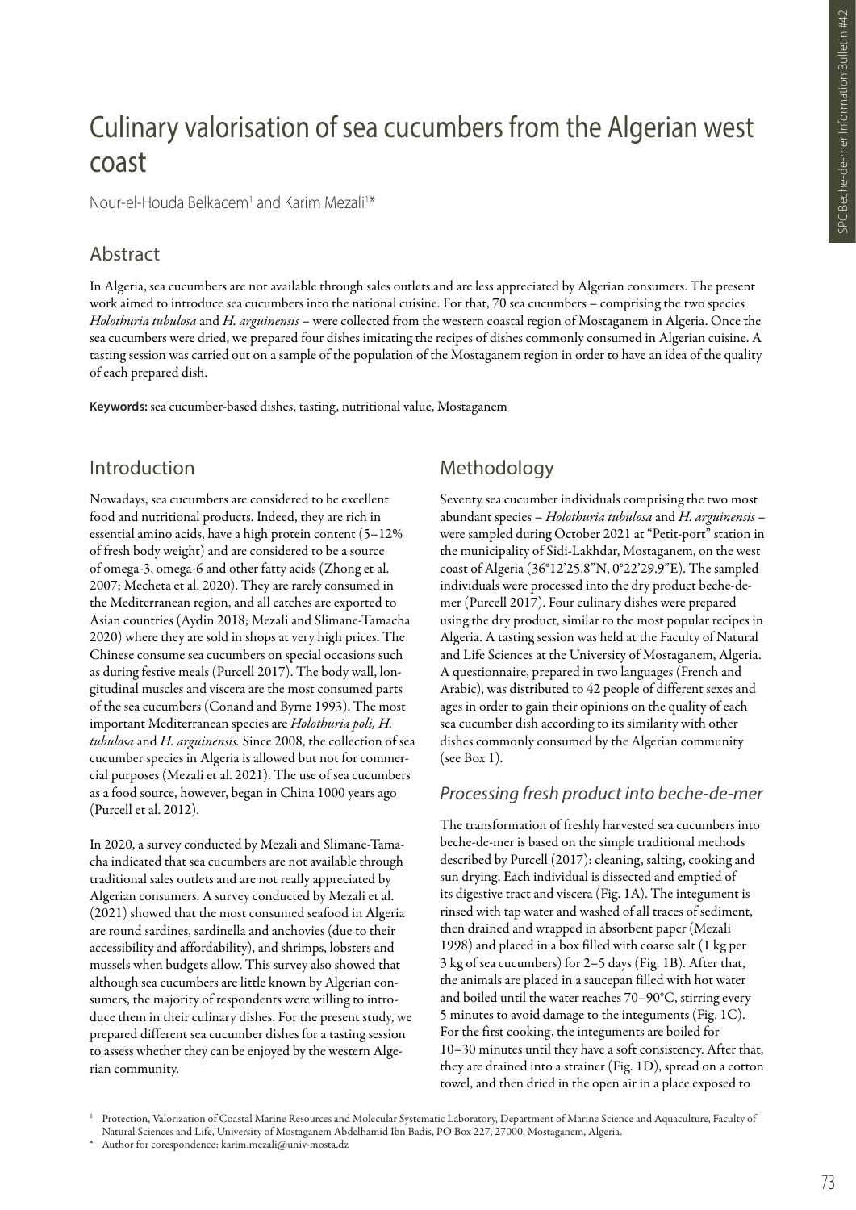# Culinary valorisation of sea cucumbers from the Algerian west coast

Nour-el-Houda Belkacem[1] and Karim Mezali[1*]

## Abstract

In Algeria, sea cucumbers are not available through sales outlets and are less appreciated by Algerian consumers. The present work aimed to introduce sea cucumbers into the national cuisine. For that, 70 sea cucumbers – comprising the two species *Holothuria tubulosa* and *H. arguinensis* – were collected from the western coastal region of Mostaganem in Algeria. Once the sea cucumbers were dried, we prepared four dishes imitating the recipes of dishes commonly consumed in Algerian cuisine. A tasting session was carried out on a sample of the population of the Mostaganem region in order to have an idea of the quality of each prepared dish.

**Keywords:** sea cucumber-based dishes, tasting, nutritional value, Mostaganem

## Introduction

Nowadays, sea cucumbers are considered to be excellent food and nutritional products. Indeed, they are rich in essential amino acids, have a high protein content (5–12% of fresh body weight) and are considered to be a source of omega-3, omega-6 and other fatty acids (Zhong et al. 2007; Mecheta et al. 2020). They are rarely consumed in the Mediterranean region, and all catches are exported to Asian countries (Aydin 2018; Mezali and Slimane-Tamacha 2020) where they are sold in shops at very high prices. The Chinese consume sea cucumbers on special occasions such as during festive meals (Purcell 2017). The body wall, longitudinal muscles and viscera are the most consumed parts of the sea cucumbers (Conand and Byrne 1993). The most important Mediterranean species are *Holothuria poli, H. tubulosa* and *H. arguinensis.* Since 2008, the collection of sea cucumber species in Algeria is allowed but not for commercial purposes (Mezali et al. 2021). The use of sea cucumbers as a food source, however, began in China 1000 years ago (Purcell et al. 2012).

In 2020, a survey conducted by Mezali and Slimane-Tamacha indicated that sea cucumbers are not available through traditional sales outlets and are not really appreciated by Algerian consumers. A survey conducted by Mezali et al. (2021) showed that the most consumed seafood in Algeria are round sardines, sardinella and anchovies (due to their accessibility and affordability), and shrimps, lobsters and mussels when budgets allow. This survey also showed that although sea cucumbers are little known by Algerian consumers, the majority of respondents were willing to introduce them in their culinary dishes. For the present study, we prepared different sea cucumber dishes for a tasting session to assess whether they can be enjoyed by the western Algerian community.

## Methodology

Seventy sea cucumber individuals comprising the two most abundant species – *Holothuria tubulosa* and *H. arguinensis* – were sampled during October 2021 at "Petit-port" station in the municipality of Sidi-Lakhdar, Mostaganem, on the west coast of Algeria (36°12'25.8"N, 0°22'29.9"E). The sampled individuals were processed into the dry product beche-de-mer (Purcell 2017). Four culinary dishes were prepared using the dry product, similar to the most popular recipes in Algeria. A tasting session was held at the Faculty of Natural and Life Sciences at the University of Mostaganem, Algeria. A questionnaire, prepared in two languages (French and Arabic), was distributed to 42 people of different sexes and ages in order to gain their opinions on the quality of each sea cucumber dish according to its similarity with other dishes commonly consumed by the Algerian community (see Box 1).

### *Processing fresh product into beche-de-mer*

The transformation of freshly harvested sea cucumbers into beche-de-mer is based on the simple traditional methods described by Purcell (2017): cleaning, salting, cooking and sun drying. Each individual is dissected and emptied of its digestive tract and viscera (Fig. 1A). The integument is rinsed with tap water and washed of all traces of sediment, then drained and wrapped in absorbent paper (Mezali 1998) and placed in a box filled with coarse salt (1 kg per 3 kg of sea cucumbers) for 2–5 days (Fig. 1B). After that, the animals are placed in a saucepan filled with hot water and boiled until the water reaches 70–90°C, stirring every 5 minutes to avoid damage to the integuments (Fig. 1C). For the first cooking, the integuments are boiled for 10–30 minutes until they have a soft consistency. After that, they are drained into a strainer (Fig. 1D), spread on a cotton towel, and then dried in the open air in a place exposed to

---

[1] Protection, Valorization of Coastal Marine Resources and Molecular Systematic Laboratory, Department of Marine Science and Aquaculture, Faculty of Natural Sciences and Life, University of Mostaganem Abdelhamid Ibn Badis, PO Box 227, 27000, Mostaganem, Algeria.

[*] Author for corespondence: karim.mezali@univ-mosta.dz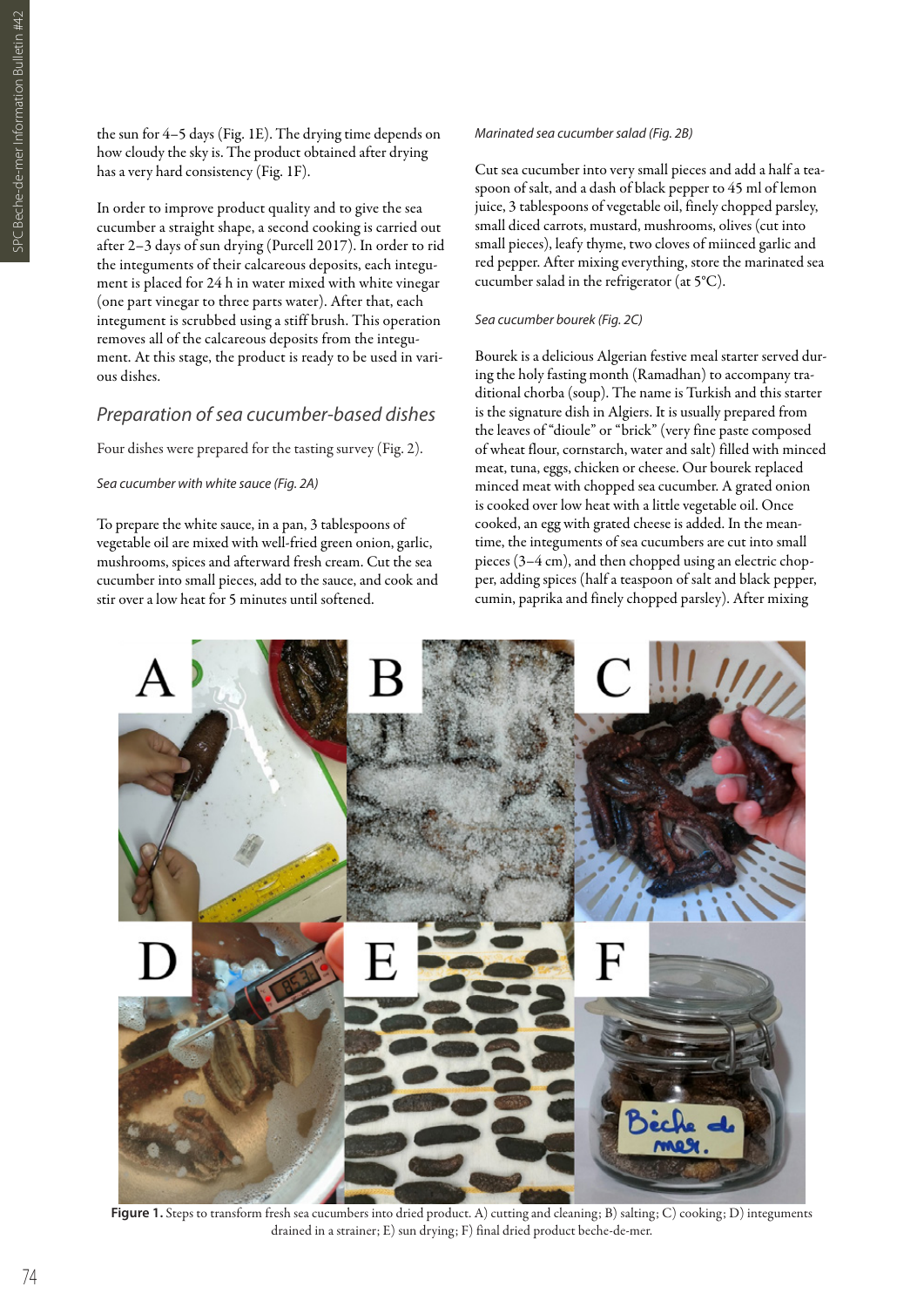the sun for 4–5 days (Fig. 1E). The drying time depends on how cloudy the sky is. The product obtained after drying has a very hard consistency (Fig. 1F).

In order to improve product quality and to give the sea cucumber a straight shape, a second cooking is carried out after 2–3 days of sun drying (Purcell 2017). In order to rid the integuments of their calcareous deposits, each integument is placed for 24 h in water mixed with white vinegar (one part vinegar to three parts water). After that, each integument is scrubbed using a stiff brush. This operation removes all of the calcareous deposits from the integument. At this stage, the product is ready to be used in various dishes.

## Preparation of sea cucumber-based dishes

Four dishes were prepared for the tasting survey (Fig. 2).

*Sea cucumber with white sauce (Fig. 2A)*

To prepare the white sauce, in a pan, 3 tablespoons of vegetable oil are mixed with well-fried green onion, garlic, mushrooms, spices and afterward fresh cream. Cut the sea cucumber into small pieces, add to the sauce, and cook and stir over a low heat for 5 minutes until softened.

*Marinated sea cucumber salad (Fig. 2B)*

Cut sea cucumber into very small pieces and add a half a teaspoon of salt, and a dash of black pepper to 45 ml of lemon juice, 3 tablespoons of vegetable oil, finely chopped parsley, small diced carrots, mustard, mushrooms, olives (cut into small pieces), leafy thyme, two cloves of miinced garlic and red pepper. After mixing everything, store the marinated sea cucumber salad in the refrigerator (at 5°C).

*Sea cucumber bourek (Fig. 2C)*

Bourek is a delicious Algerian festive meal starter served during the holy fasting month (Ramadhan) to accompany traditional chorba (soup). The name is Turkish and this starter is the signature dish in Algiers. It is usually prepared from the leaves of "dioule" or "brick" (very fine paste composed of wheat flour, cornstarch, water and salt) filled with minced meat, tuna, eggs, chicken or cheese. Our bourek replaced minced meat with chopped sea cucumber. A grated onion is cooked over low heat with a little vegetable oil. Once cooked, an egg with grated cheese is added. In the meantime, the integuments of sea cucumbers are cut into small pieces (3–4 cm), and then chopped using an electric chopper, adding spices (half a teaspoon of salt and black pepper, cumin, paprika and finely chopped parsley). After mixing

**Figure 1.** Steps to transform fresh sea cucumbers into dried product. A) cutting and cleaning; B) salting; C) cooking; D) integuments drained in a strainer; E) sun drying; F) final dried product beche-de-mer.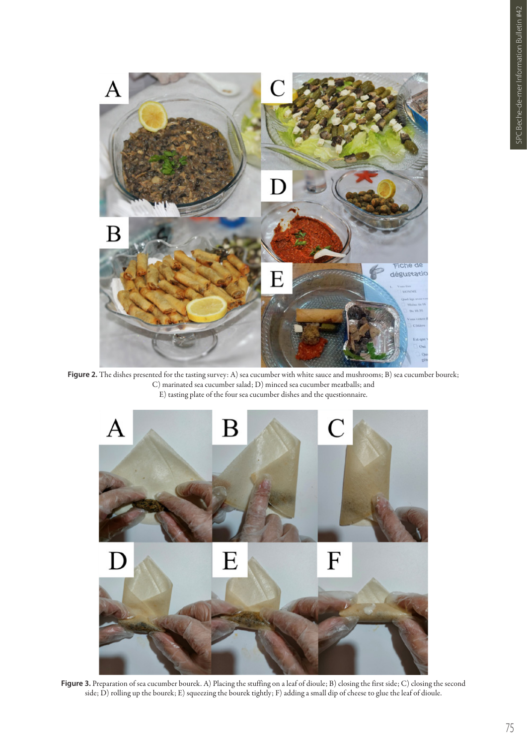**Figure 2.** The dishes presented for the tasting survey: A) sea cucumber with white sauce and mushrooms; B) sea cucumber bourek; C) marinated sea cucumber salad; D) minced sea cucumber meatballs; and E) tasting plate of the four sea cucumber dishes and the questionnaire.

**Figure 3.** Preparation of sea cucumber bourek. A) Placing the stuffing on a leaf of dioule; B) closing the first side; C) closing the second side; D) rolling up the bourek; E) squeezing the bourek tightly; F) adding a small dip of cheese to glue the leaf of dioule.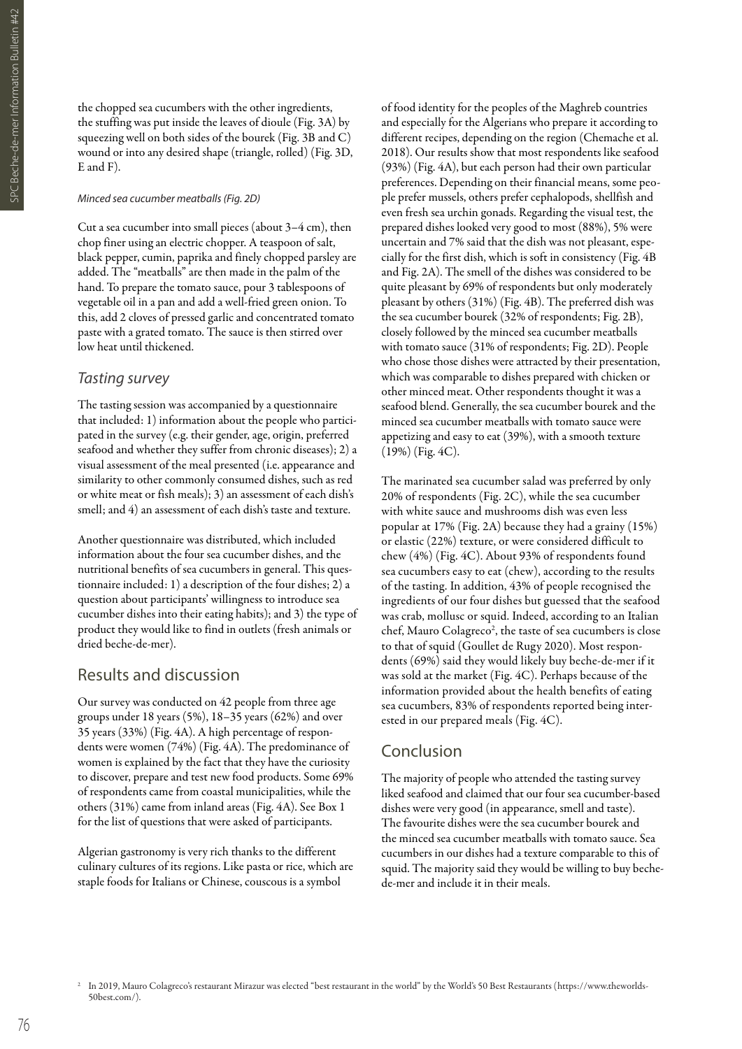the chopped sea cucumbers with the other ingredients, the stuffing was put inside the leaves of dioule (Fig. 3A) by squeezing well on both sides of the bourek (Fig. 3B and C) wound or into any desired shape (triangle, rolled) (Fig. 3D, E and F).

*Minced sea cucumber meatballs (Fig. 2D)*

Cut a sea cucumber into small pieces (about 3–4 cm), then chop finer using an electric chopper. A teaspoon of salt, black pepper, cumin, paprika and finely chopped parsley are added. The "meatballs" are then made in the palm of the hand. To prepare the tomato sauce, pour 3 tablespoons of vegetable oil in a pan and add a well-fried green onion. To this, add 2 cloves of pressed garlic and concentrated tomato paste with a grated tomato. The sauce is then stirred over low heat until thickened.

### Tasting survey

The tasting session was accompanied by a questionnaire that included: 1) information about the people who participated in the survey (e.g. their gender, age, origin, preferred seafood and whether they suffer from chronic diseases); 2) a visual assessment of the meal presented (i.e. appearance and similarity to other commonly consumed dishes, such as red or white meat or fish meals); 3) an assessment of each dish's smell; and 4) an assessment of each dish's taste and texture.

Another questionnaire was distributed, which included information about the four sea cucumber dishes, and the nutritional benefits of sea cucumbers in general. This questionnaire included: 1) a description of the four dishes; 2) a question about participants' willingness to introduce sea cucumber dishes into their eating habits; and 3) the type of product they would like to find in outlets (fresh animals or dried beche-de-mer).

## Results and discussion

Our survey was conducted on 42 people from three age groups under 18 years (5%), 18–35 years (62%) and over 35 years (33%) (Fig. 4A). A high percentage of respondents were women (74%) (Fig. 4A). The predominance of women is explained by the fact that they have the curiosity to discover, prepare and test new food products. Some 69% of respondents came from coastal municipalities, while the others (31%) came from inland areas (Fig. 4A). See Box 1 for the list of questions that were asked of participants.

Algerian gastronomy is very rich thanks to the different culinary cultures of its regions. Like pasta or rice, which are staple foods for Italians or Chinese, couscous is a symbol of food identity for the peoples of the Maghreb countries and especially for the Algerians who prepare it according to different recipes, depending on the region (Chemache et al. 2018). Our results show that most respondents like seafood (93%) (Fig. 4A), but each person had their own particular preferences. Depending on their financial means, some people prefer mussels, others prefer cephalopods, shellfish and even fresh sea urchin gonads. Regarding the visual test, the prepared dishes looked very good to most (88%), 5% were uncertain and 7% said that the dish was not pleasant, especially for the first dish, which is soft in consistency (Fig. 4B and Fig. 2A). The smell of the dishes was considered to be quite pleasant by 69% of respondents but only moderately pleasant by others (31%) (Fig. 4B). The preferred dish was the sea cucumber bourek (32% of respondents; Fig. 2B), closely followed by the minced sea cucumber meatballs with tomato sauce (31% of respondents; Fig. 2D). People who chose those dishes were attracted by their presentation, which was comparable to dishes prepared with chicken or other minced meat. Other respondents thought it was a seafood blend. Generally, the sea cucumber bourek and the minced sea cucumber meatballs with tomato sauce were appetizing and easy to eat (39%), with a smooth texture (19%) (Fig. 4C).

The marinated sea cucumber salad was preferred by only 20% of respondents (Fig. 2C), while the sea cucumber with white sauce and mushrooms dish was even less popular at 17% (Fig. 2A) because they had a grainy (15%) or elastic (22%) texture, or were considered difficult to chew (4%) (Fig. 4C). About 93% of respondents found sea cucumbers easy to eat (chew), according to the results of the tasting. In addition, 43% of people recognised the ingredients of our four dishes but guessed that the seafood was crab, mollusc or squid. Indeed, according to an Italian chef, Mauro Colagreco[2], the taste of sea cucumbers is close to that of squid (Goullet de Rugy 2020). Most respondents (69%) said they would likely buy beche-de-mer if it was sold at the market (Fig. 4C). Perhaps because of the information provided about the health benefits of eating sea cucumbers, 83% of respondents reported being interested in our prepared meals (Fig. 4C).

## Conclusion

The majority of people who attended the tasting survey liked seafood and claimed that our four sea cucumber-based dishes were very good (in appearance, smell and taste). The favourite dishes were the sea cucumber bourek and the minced sea cucumber meatballs with tomato sauce. Sea cucumbers in our dishes had a texture comparable to this of squid. The majority said they would be willing to buy beche-de-mer and include it in their meals.

[2] In 2019, Mauro Colagreco's restaurant Mirazur was elected "best restaurant in the world" by the World's 50 Best Restaurants (https://www.theworlds-50best.com/).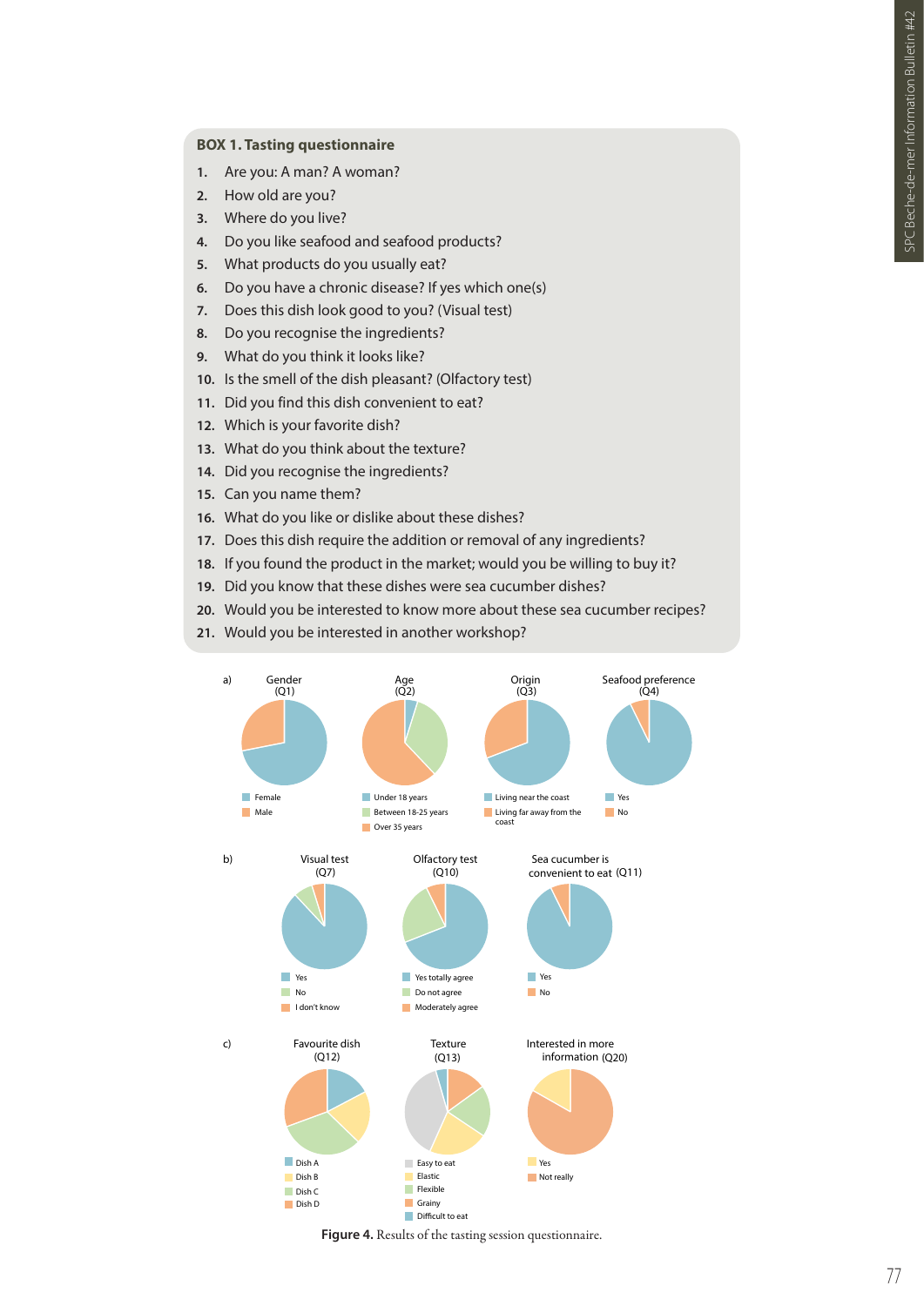**BOX 1. Tasting questionnaire**

1. Are you: A man? A woman?
2. How old are you?
3. Where do you live?
4. Do you like seafood and seafood products?
5. What products do you usually eat?
6. Do you have a chronic disease? If yes which one(s)
7. Does this dish look good to you? (Visual test)
8. Do you recognise the ingredients?
9. What do you think it looks like?
10. Is the smell of the dish pleasant? (Olfactory test)
11. Did you find this dish convenient to eat?
12. Which is your favorite dish?
13. What do you think about the texture?
14. Did you recognise the ingredients?
15. Can you name them?
16. What do you like or dislike about these dishes?
17. Does this dish require the addition or removal of any ingredients?
18. If you found the product in the market; would you be willing to buy it?
19. Did you know that these dishes were sea cucumber dishes?
20. Would you be interested to know more about these sea cucumber recipes?
21. Would you be interested in another workshop?

a) Gender (Q1): Female; Male. Age (Q2): Under 18 years; Between 18-25 years; Over 35 years. Origin (Q3): Living near the coast; Living far away from the coast. Seafood preference (Q4): Yes; No.

b) Visual test (Q7): Yes; No; I don't know. Olfactory test (Q10): Yes totally agree; Do not agree; Moderately agree. Sea cucumber is convenient to eat (Q11): Yes; No.

c) Favourite dish (Q12): Dish A; Dish B; Dish C; Dish D. Texture (Q13): Easy to eat; Elastic; Flexible; Grainy; Difficult to eat. Interested in more information (Q20): Yes; Not really.

**Figure 4.** Results of the tasting session questionnaire.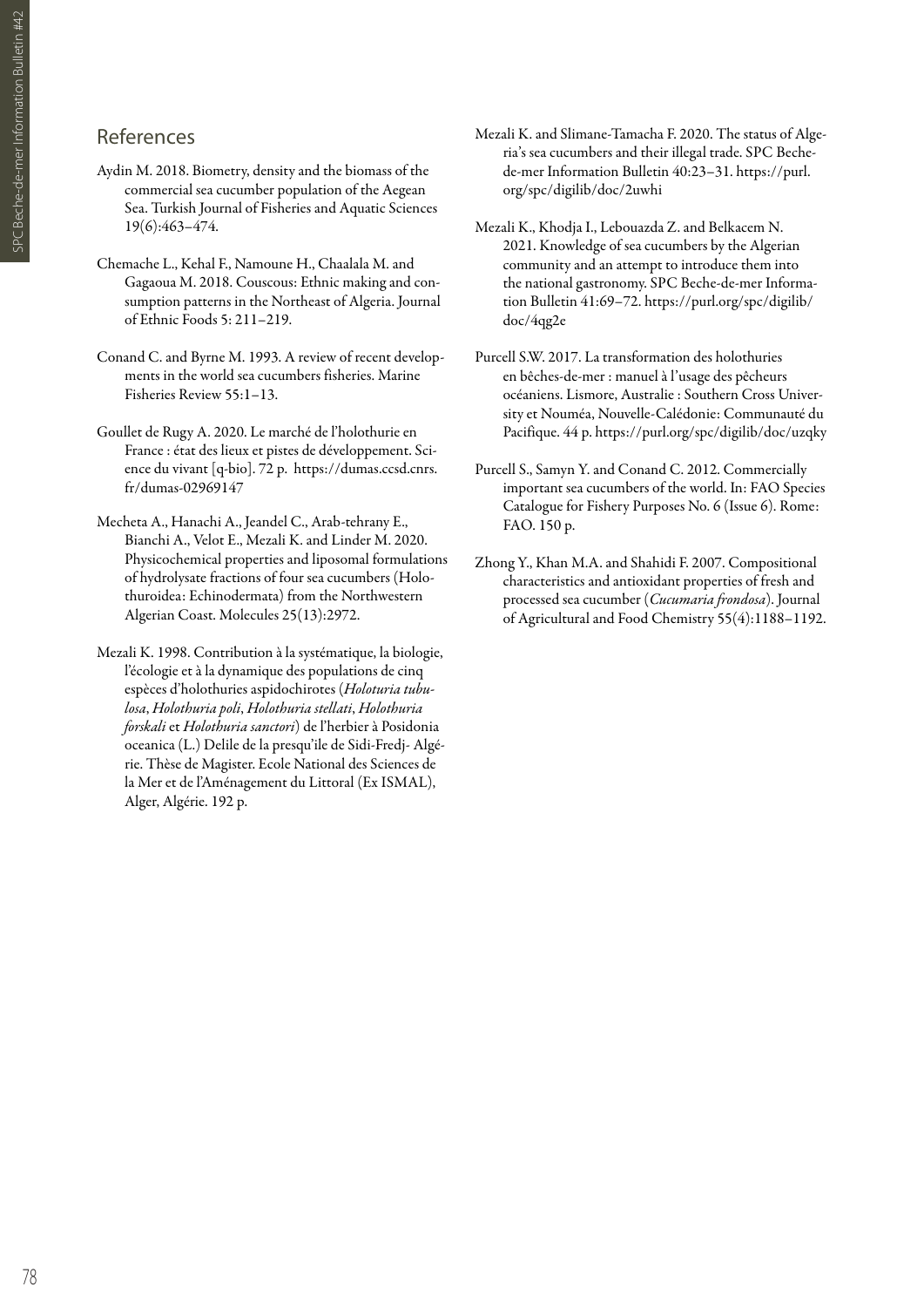## References

Aydin M. 2018. Biometry, density and the biomass of the commercial sea cucumber population of the Aegean Sea. Turkish Journal of Fisheries and Aquatic Sciences 19(6):463–474.

Chemache L., Kehal F., Namoune H., Chaalala M. and Gagaoua M. 2018. Couscous: Ethnic making and consumption patterns in the Northeast of Algeria. Journal of Ethnic Foods 5: 211–219.

Conand C. and Byrne M. 1993. A review of recent developments in the world sea cucumbers fisheries. Marine Fisheries Review 55:1–13.

Goullet de Rugy A. 2020. Le marché de l'holothurie en France : état des lieux et pistes de développement. Science du vivant [q-bio]. 72 p. https://dumas.ccsd.cnrs.fr/dumas-02969147

Mecheta A., Hanachi A., Jeandel C., Arab-tehrany E., Bianchi A., Velot E., Mezali K. and Linder M. 2020. Physicochemical properties and liposomal formulations of hydrolysate fractions of four sea cucumbers (Holothuroidea: Echinodermata) from the Northwestern Algerian Coast. Molecules 25(13):2972.

Mezali K. 1998. Contribution à la systématique, la biologie, l'écologie et à la dynamique des populations de cinq espèces d'holothuries aspidochirotes (*Holoturia tubulosa*, *Holothuria poli*, *Holothuria stellati*, *Holothuria forskali* et *Holothuria sanctori*) de l'herbier à Posidonia oceanica (L.) Delile de la presqu'ile de Sidi-Fredj- Algérie. Thèse de Magister. Ecole National des Sciences de la Mer et de l'Aménagement du Littoral (Ex ISMAL), Alger, Algérie. 192 p.

Mezali K. and Slimane-Tamacha F. 2020. The status of Algeria's sea cucumbers and their illegal trade. SPC Beche-de-mer Information Bulletin 40:23–31. https://purl.org/spc/digilib/doc/2uwhi

Mezali K., Khodja I., Lebouazda Z. and Belkacem N. 2021. Knowledge of sea cucumbers by the Algerian community and an attempt to introduce them into the national gastronomy. SPC Beche-de-mer Information Bulletin 41:69–72. https://purl.org/spc/digilib/doc/4qg2e

Purcell S.W. 2017. La transformation des holothuries en bêches-de-mer : manuel à l'usage des pêcheurs océaniens. Lismore, Australie : Southern Cross University et Nouméa, Nouvelle-Calédonie: Communauté du Pacifique. 44 p. https://purl.org/spc/digilib/doc/uzqky

Purcell S., Samyn Y. and Conand C. 2012. Commercially important sea cucumbers of the world. In: FAO Species Catalogue for Fishery Purposes No. 6 (Issue 6). Rome: FAO. 150 p.

Zhong Y., Khan M.A. and Shahidi F. 2007. Compositional characteristics and antioxidant properties of fresh and processed sea cucumber (*Cucumaria frondosa*). Journal of Agricultural and Food Chemistry 55(4):1188–1192.